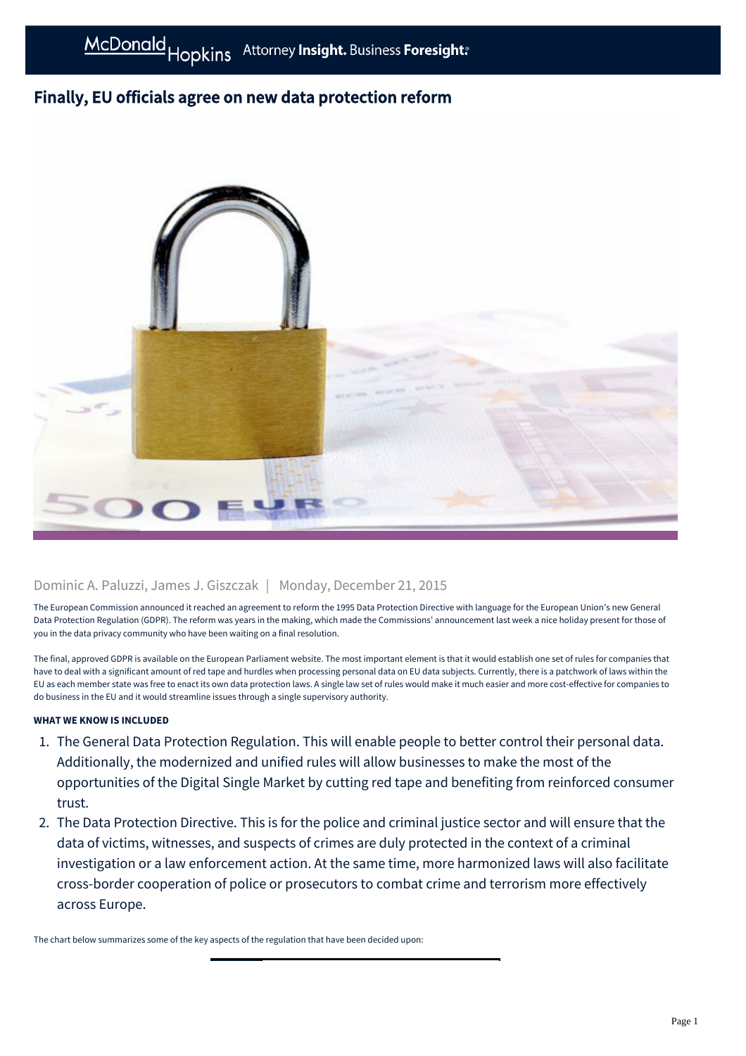# Finally, EU officials agree on new data protection reform

Dominic A. Paluzzi, James J. Giszczak | Monday, December 21, 2015

The European Commission announced it reached an agreement to reform the 1995 Data Protection Directive with language for the European Union's new General Data Protection Regulation (GDPR). The reform was years in the making, which made the Commissions' announcement last week a nice holiday present for those of you in the data privacy community who have been waiting on a final resolution.

The final, approved GDPR is available on the European Parliament website. The most important element is that it would establish one set of rules for companies that have to deal with a significant amount of red tape and hurdles when processing personal data on EU data subjects. Currently, there is a patchwork of laws within the EU as each member state was free to enact its own data protection laws. A single law set of rules would make it much easier and more cost-effective for companies to do business in the EU and it would streamline issues through a single supervisory authority.

**WHAT WE KNOW IS INCLUDED**

1. The General Data Protection Regulation. This will enable people to better control their personal data. Additionally, the modernized and unified rules will allow businesses to make the most of the opportunities of the Digital Single Market by cutting red tape and benefiting from reinforced consumer trust.
2. The Data Protection Directive. This is for the police and criminal justice sector and will ensure that the data of victims, witnesses, and suspects of crimes are duly protected in the context of a criminal investigation or a law enforcement action. At the same time, more harmonized laws will also facilitate cross-border cooperation of police or prosecutors to combat crime and terrorism more effectively across Europe.

The chart below summarizes some of the key aspects of the regulation that have been decided upon: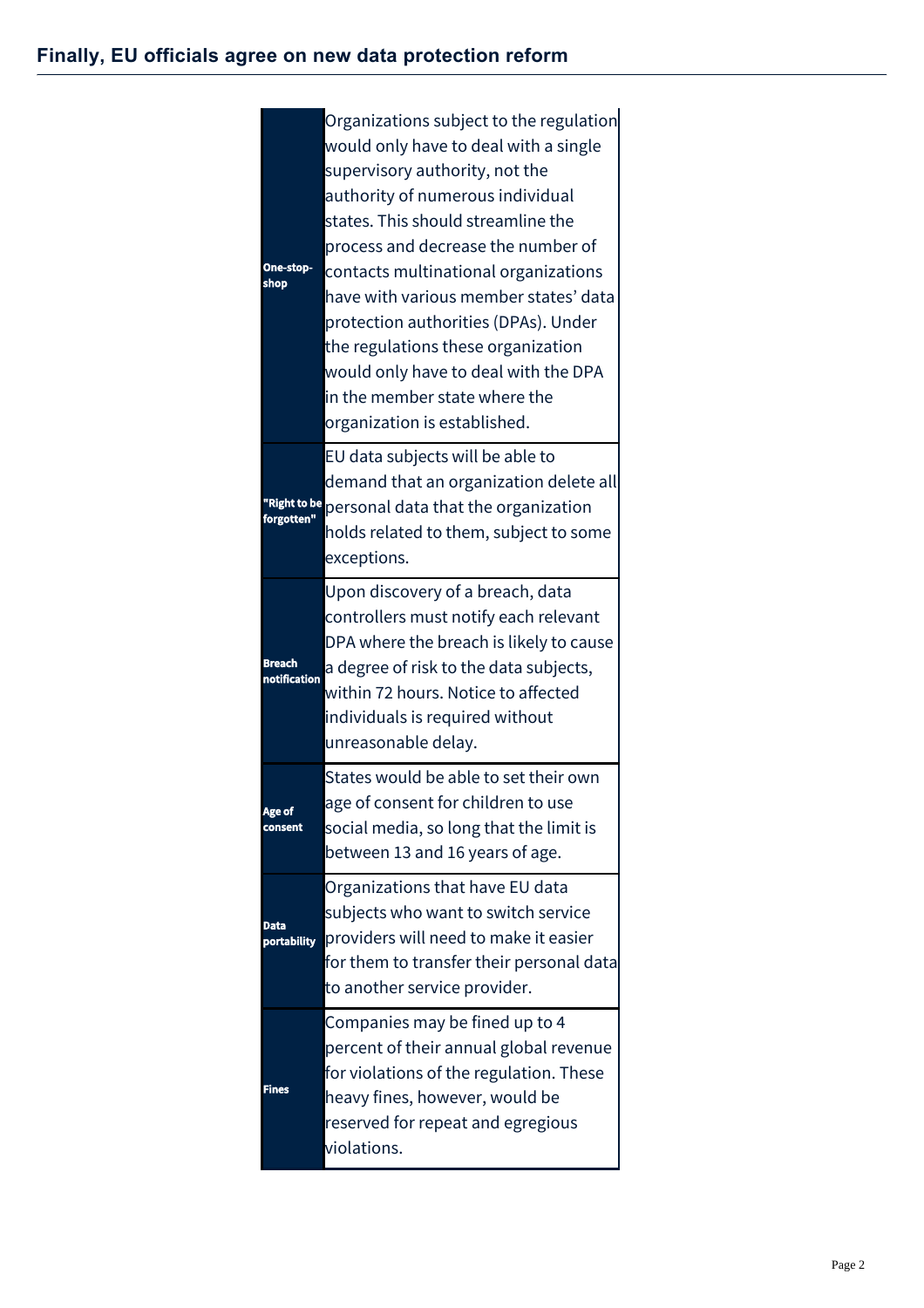| | |
|---|---|
| **One-stop-shop** | Organizations subject to the regulation would only have to deal with a single supervisory authority, not the authority of numerous individual states. This should streamline the process and decrease the number of contacts multinational organizations have with various member states' data protection authorities (DPAs). Under the regulations these organization would only have to deal with the DPA in the member state where the organization is established. |
| **"Right to be forgotten"** | EU data subjects will be able to demand that an organization delete all personal data that the organization holds related to them, subject to some exceptions. |
| **Breach notification** | Upon discovery of a breach, data controllers must notify each relevant DPA where the breach is likely to cause a degree of risk to the data subjects, within 72 hours. Notice to affected individuals is required without unreasonable delay. |
| **Age of consent** | States would be able to set their own age of consent for children to use social media, so long that the limit is between 13 and 16 years of age. |
| **Data portability** | Organizations that have EU data subjects who want to switch service providers will need to make it easier for them to transfer their personal data to another service provider. |
| **Fines** | Companies may be fined up to 4 percent of their annual global revenue for violations of the regulation. These heavy fines, however, would be reserved for repeat and egregious violations. |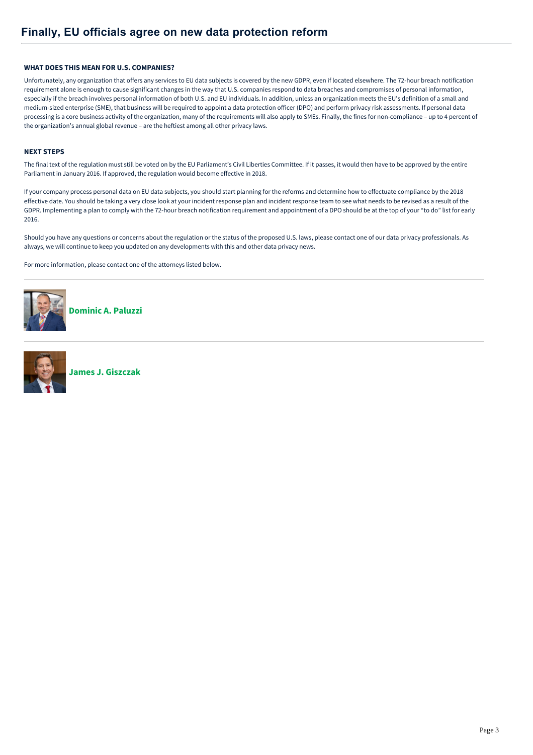## WHAT DOES THIS MEAN FOR U.S. COMPANIES?

Unfortunately, any organization that offers any services to EU data subjects is covered by the new GDPR, even if located elsewhere. The 72-hour breach notification requirement alone is enough to cause significant changes in the way that U.S. companies respond to data breaches and compromises of personal information, especially if the breach involves personal information of both U.S. and EU individuals. In addition, unless an organization meets the EU's definition of a small and medium-sized enterprise (SME), that business will be required to appoint a data protection officer (DPO) and perform privacy risk assessments. If personal data processing is a core business activity of the organization, many of the requirements will also apply to SMEs. Finally, the fines for non-compliance – up to 4 percent of the organization's annual global revenue – are the heftiest among all other privacy laws.

## NEXT STEPS

The final text of the regulation must still be voted on by the EU Parliament's Civil Liberties Committee. If it passes, it would then have to be approved by the entire Parliament in January 2016. If approved, the regulation would become effective in 2018.

If your company process personal data on EU data subjects, you should start planning for the reforms and determine how to effectuate compliance by the 2018 effective date. You should be taking a very close look at your incident response plan and incident response team to see what needs to be revised as a result of the GDPR. Implementing a plan to comply with the 72-hour breach notification requirement and appointment of a DPO should be at the top of your "to do" list for early 2016.

Should you have any questions or concerns about the regulation or the status of the proposed U.S. laws, please contact one of our data privacy professionals. As always, we will continue to keep you updated on any developments with this and other data privacy news.

For more information, please contact one of the attorneys listed below.

**Dominic A. Paluzzi**

**James J. Giszczak**